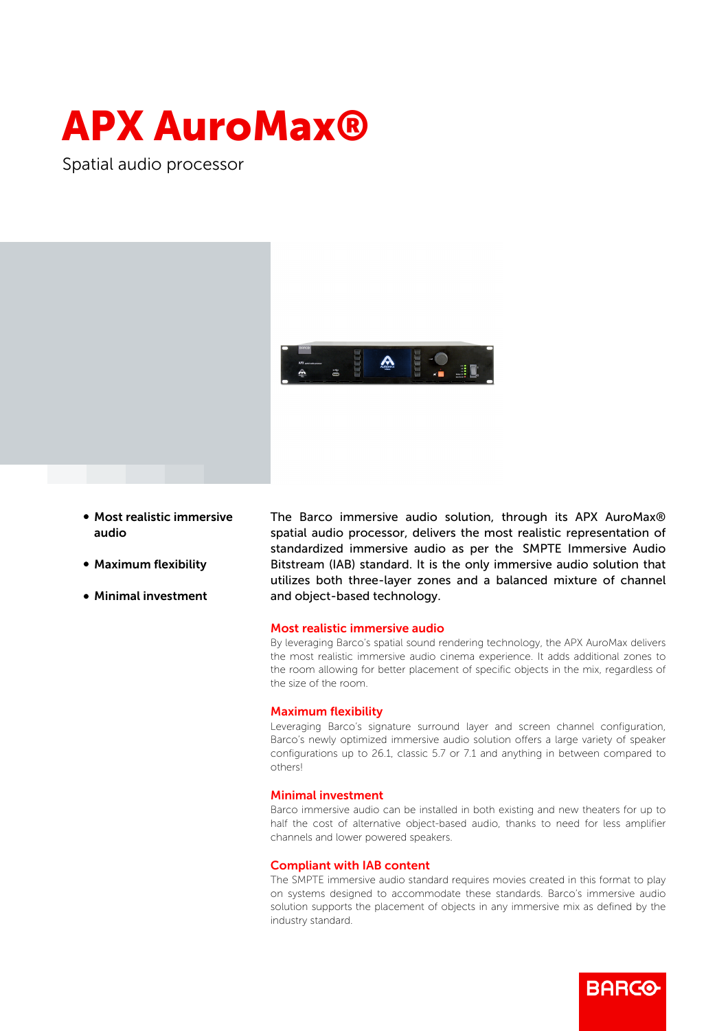# APX AuroMax®

Spatial audio processor

- **Most realistic immersive audio**
- **Maximum flexibility**
- **Minimal investment**

The Barco immersive audio solution, through its APX AuroMax® spatial audio processor, delivers the most realistic representation of standardized immersive audio as per the SMPTE Immersive Audio Bitstream (IAB) standard. It is the only immersive audio solution that utilizes both three-layer zones and a balanced mixture of channel and object-based technology.

## Most realistic immersive audio

By leveraging Barco's spatial sound rendering technology, the APX AuroMax delivers the most realistic immersive audio cinema experience. It adds additional zones to the room allowing for better placement of specific objects in the mix, regardless of the size of the room.

## Maximum flexibility

Leveraging Barco's signature surround layer and screen channel configuration, Barco's newly optimized immersive audio solution offers a large variety of speaker configurations up to 26.1, classic 5.7 or 7.1 and anything in between compared to others!

## Minimal investment

Barco immersive audio can be installed in both existing and new theaters for up to half the cost of alternative object-based audio, thanks to need for less amplifier channels and lower powered speakers.

## Compliant with IAB content

The SMPTE immersive audio standard requires movies created in this format to play on systems designed to accommodate these standards. Barco's immersive audio solution supports the placement of objects in any immersive mix as defined by the industry standard.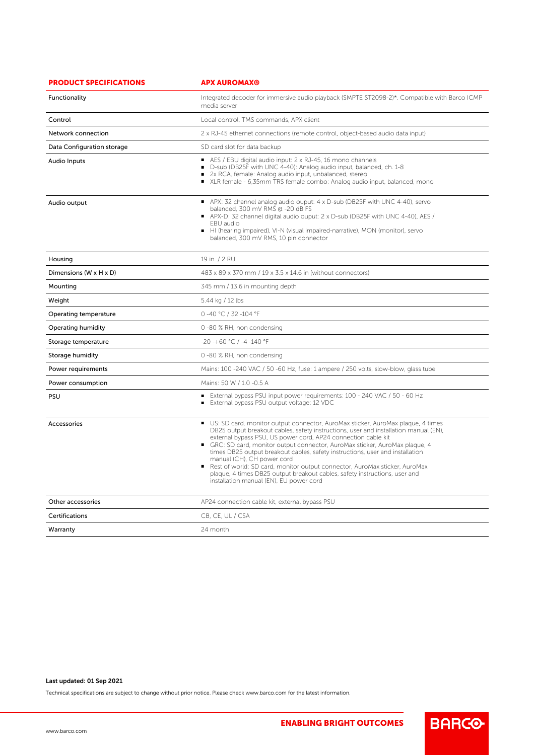| PRODUCT SPECIFICATIONS | APX AUROMAX® |
|---|---|
| Functionality | Integrated decoder for immersive audio playback (SMPTE ST2098-2)*. Compatible with Barco ICMP media server |
| Control | Local control, TMS commands, APX client |
| Network connection | 2 x RJ-45 ethernet connections (remote control, object-based audio data input) |
| Data Configuration storage | SD card slot for data backup |
| Audio Inputs | ■ AES / EBU digital audio input: 2 x RJ-45, 16 mono channels<br>■ D-sub (DB25F with UNC 4-40): Analog audio input, balanced, ch. 1-8<br>■ 2x RCA, female: Analog audio input, unbalanced, stereo<br>■ XLR female - 6,35mm TRS female combo: Analog audio input, balanced, mono |
| Audio output | ■ APX: 32 channel analog audio ouput: 4 x D-sub (DB25F with UNC 4-40), servo balanced, 300 mV RMS @ -20 dB FS<br>■ APX-D: 32 channel digital audio ouput: 2 x D-sub (DB25F with UNC 4-40), AES / EBU audio<br>■ HI (hearing impaired), VI-N (visual impaired-narrative), MON (monitor), servo balanced, 300 mV RMS, 10 pin connector |
| Housing | 19 in. / 2 RU |
| Dimensions (W x H x D) | 483 x 89 x 370 mm / 19 x 3.5 x 14.6 in (without connectors) |
| Mounting | 345 mm / 13.6 in mounting depth |
| Weight | 5.44 kg / 12 lbs |
| Operating temperature | 0 -40 °C / 32 -104 °F |
| Operating humidity | 0 -80 % RH, non condensing |
| Storage temperature | -20 -+60 °C / -4 -140 °F |
| Storage humidity | 0 -80 % RH, non condensing |
| Power requirements | Mains: 100 -240 VAC / 50 -60 Hz, fuse: 1 ampere / 250 volts, slow-blow, glass tube |
| Power consumption | Mains: 50 W / 1.0 -0.5 A |
| PSU | ■ External bypass PSU input power requirements: 100 - 240 VAC / 50 - 60 Hz<br>■ External bypass PSU output voltage: 12 VDC |
| Accessories | ■ US: SD card, monitor output connector, AuroMax sticker, AuroMax plaque, 4 times DB25 output breakout cables, safety instructions, user and installation manual (EN), external bypass PSU, US power cord, AP24 connection cable kit<br>■ GRC: SD card, monitor output connector, AuroMax sticker, AuroMax plaque, 4 times DB25 output breakout cables, safety instructions, user and installation manual (CH), CH power cord<br>■ Rest of world: SD card, monitor output connector, AuroMax sticker, AuroMax plaque, 4 times DB25 output breakout cables, safety instructions, user and installation manual (EN), EU power cord |
| Other accessories | AP24 connection cable kit, external bypass PSU |
| Certifications | CB, CE, UL / CSA |
| Warranty | 24 month |

**Last updated: 01 Sep 2021**

Technical specifications are subject to change without prior notice. Please check www.barco.com for the latest information.

ENABLING BRIGHT OUTCOMES

www.barco.com